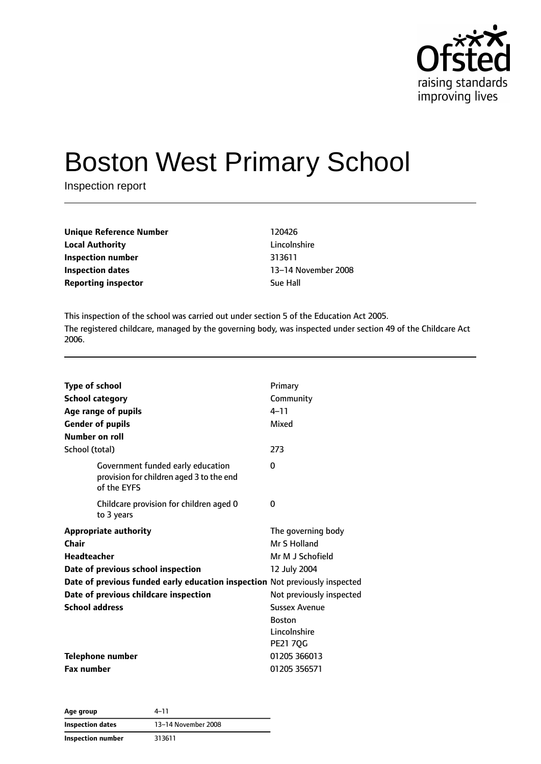# Boston West Primary School

Inspection report

| | |
|---|---|
| **Unique Reference Number** | 120426 |
| **Local Authority** | Lincolnshire |
| **Inspection number** | 313611 |
| **Inspection dates** | 13–14 November 2008 |
| **Reporting inspector** | Sue Hall |

This inspection of the school was carried out under section 5 of the Education Act 2005.

The registered childcare, managed by the governing body, was inspected under section 49 of the Childcare Act 2006.

| | |
|---|---|
| **Type of school** | Primary |
| **School category** | Community |
| **Age range of pupils** | 4–11 |
| **Gender of pupils** | Mixed |
| **Number on roll** | |
| School (total) | 273 |
| Government funded early education provision for children aged 3 to the end of the EYFS | 0 |
| Childcare provision for children aged 0 to 3 years | 0 |
| **Appropriate authority** | The governing body |
| **Chair** | Mr S Holland |
| **Headteacher** | Mr M J Schofield |
| **Date of previous school inspection** | 12 July 2004 |
| **Date of previous funded early education inspection** | Not previously inspected |
| **Date of previous childcare inspection** | Not previously inspected |
| **School address** | Sussex Avenue<br>Boston<br>Lincolnshire<br>PE21 7QG |
| **Telephone number** | 01205 366013 |
| **Fax number** | 01205 356571 |

| | |
|---|---|
| **Age group** | 4–11 |
| **Inspection dates** | 13–14 November 2008 |
| **Inspection number** | 313611 |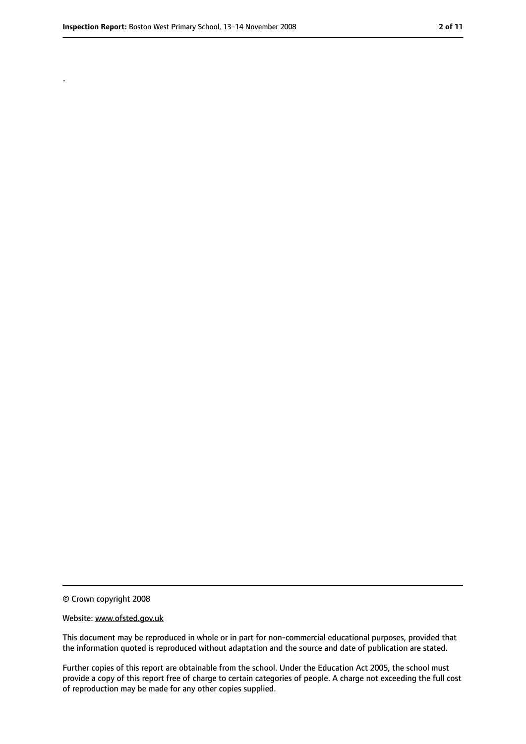.

© Crown copyright 2008

Website: www.ofsted.gov.uk

This document may be reproduced in whole or in part for non-commercial educational purposes, provided that the information quoted is reproduced without adaptation and the source and date of publication are stated.

Further copies of this report are obtainable from the school. Under the Education Act 2005, the school must provide a copy of this report free of charge to certain categories of people. A charge not exceeding the full cost of reproduction may be made for any other copies supplied.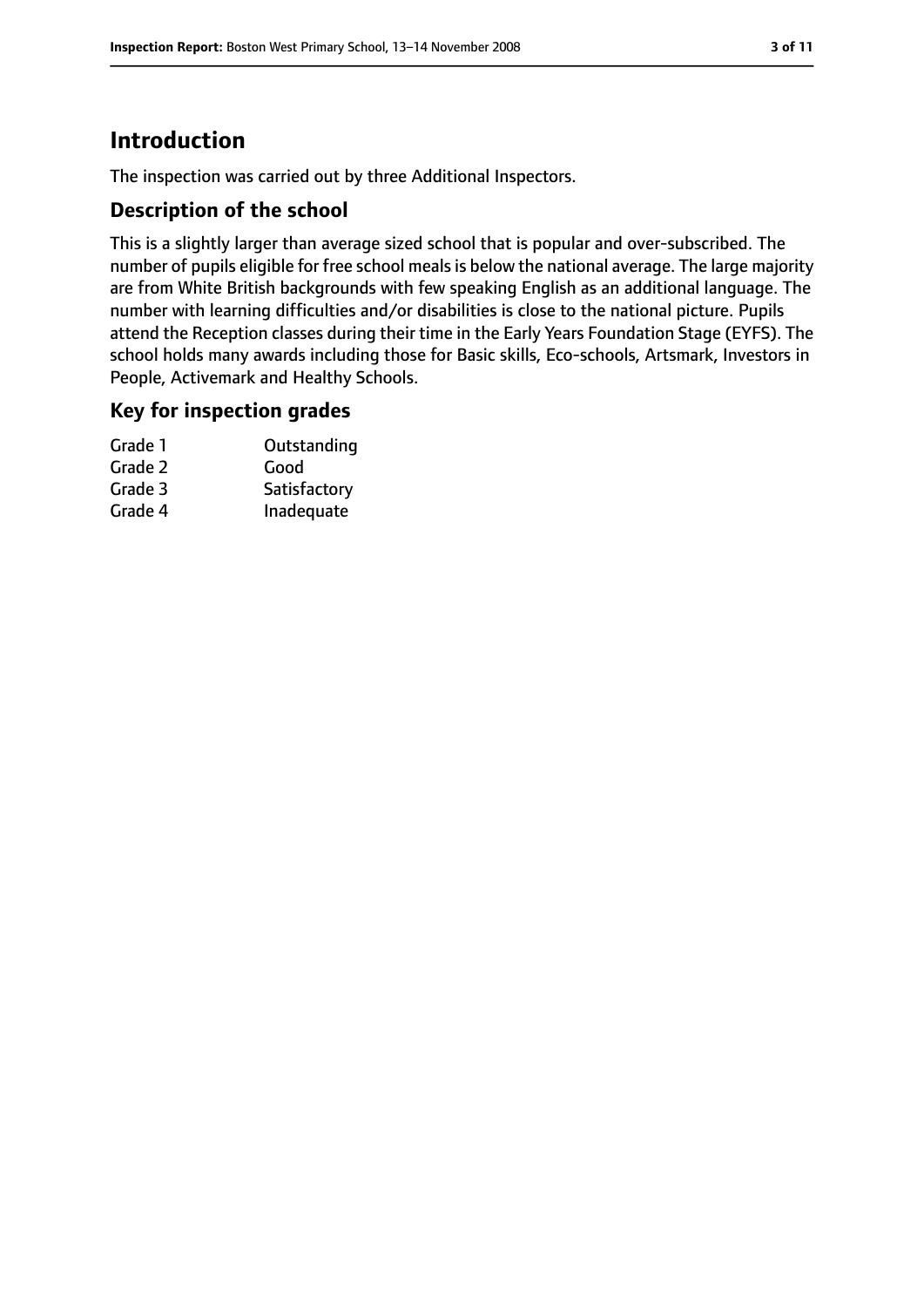# Introduction

The inspection was carried out by three Additional Inspectors.

## Description of the school

This is a slightly larger than average sized school that is popular and over-subscribed. The number of pupils eligible for free school meals is below the national average. The large majority are from White British backgrounds with few speaking English as an additional language. The number with learning difficulties and/or disabilities is close to the national picture. Pupils attend the Reception classes during their time in the Early Years Foundation Stage (EYFS). The school holds many awards including those for Basic skills, Eco-schools, Artsmark, Investors in People, Activemark and Healthy Schools.

## Key for inspection grades

| Grade | Description |
| --- | --- |
| Grade 1 | Outstanding |
| Grade 2 | Good |
| Grade 3 | Satisfactory |
| Grade 4 | Inadequate |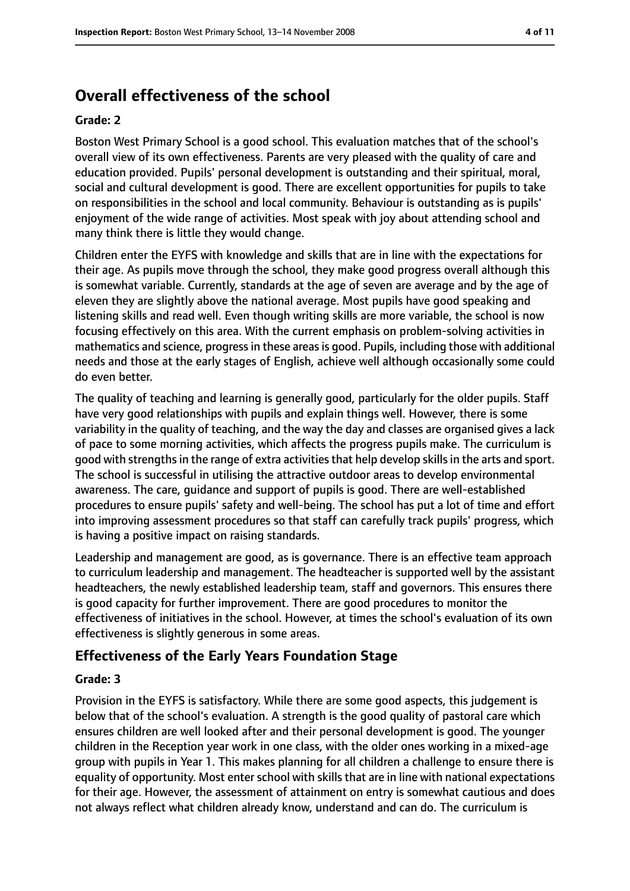# Overall effectiveness of the school

**Grade: 2**

Boston West Primary School is a good school. This evaluation matches that of the school's overall view of its own effectiveness. Parents are very pleased with the quality of care and education provided. Pupils' personal development is outstanding and their spiritual, moral, social and cultural development is good. There are excellent opportunities for pupils to take on responsibilities in the school and local community. Behaviour is outstanding as is pupils' enjoyment of the wide range of activities. Most speak with joy about attending school and many think there is little they would change.

Children enter the EYFS with knowledge and skills that are in line with the expectations for their age. As pupils move through the school, they make good progress overall although this is somewhat variable. Currently, standards at the age of seven are average and by the age of eleven they are slightly above the national average. Most pupils have good speaking and listening skills and read well. Even though writing skills are more variable, the school is now focusing effectively on this area. With the current emphasis on problem-solving activities in mathematics and science, progress in these areas is good. Pupils, including those with additional needs and those at the early stages of English, achieve well although occasionally some could do even better.

The quality of teaching and learning is generally good, particularly for the older pupils. Staff have very good relationships with pupils and explain things well. However, there is some variability in the quality of teaching, and the way the day and classes are organised gives a lack of pace to some morning activities, which affects the progress pupils make. The curriculum is good with strengths in the range of extra activities that help develop skills in the arts and sport. The school is successful in utilising the attractive outdoor areas to develop environmental awareness. The care, guidance and support of pupils is good. There are well-established procedures to ensure pupils' safety and well-being. The school has put a lot of time and effort into improving assessment procedures so that staff can carefully track pupils' progress, which is having a positive impact on raising standards.

Leadership and management are good, as is governance. There is an effective team approach to curriculum leadership and management. The headteacher is supported well by the assistant headteachers, the newly established leadership team, staff and governors. This ensures there is good capacity for further improvement. There are good procedures to monitor the effectiveness of initiatives in the school. However, at times the school's evaluation of its own effectiveness is slightly generous in some areas.

## Effectiveness of the Early Years Foundation Stage

**Grade: 3**

Provision in the EYFS is satisfactory. While there are some good aspects, this judgement is below that of the school's evaluation. A strength is the good quality of pastoral care which ensures children are well looked after and their personal development is good. The younger children in the Reception year work in one class, with the older ones working in a mixed-age group with pupils in Year 1. This makes planning for all children a challenge to ensure there is equality of opportunity. Most enter school with skills that are in line with national expectations for their age. However, the assessment of attainment on entry is somewhat cautious and does not always reflect what children already know, understand and can do. The curriculum is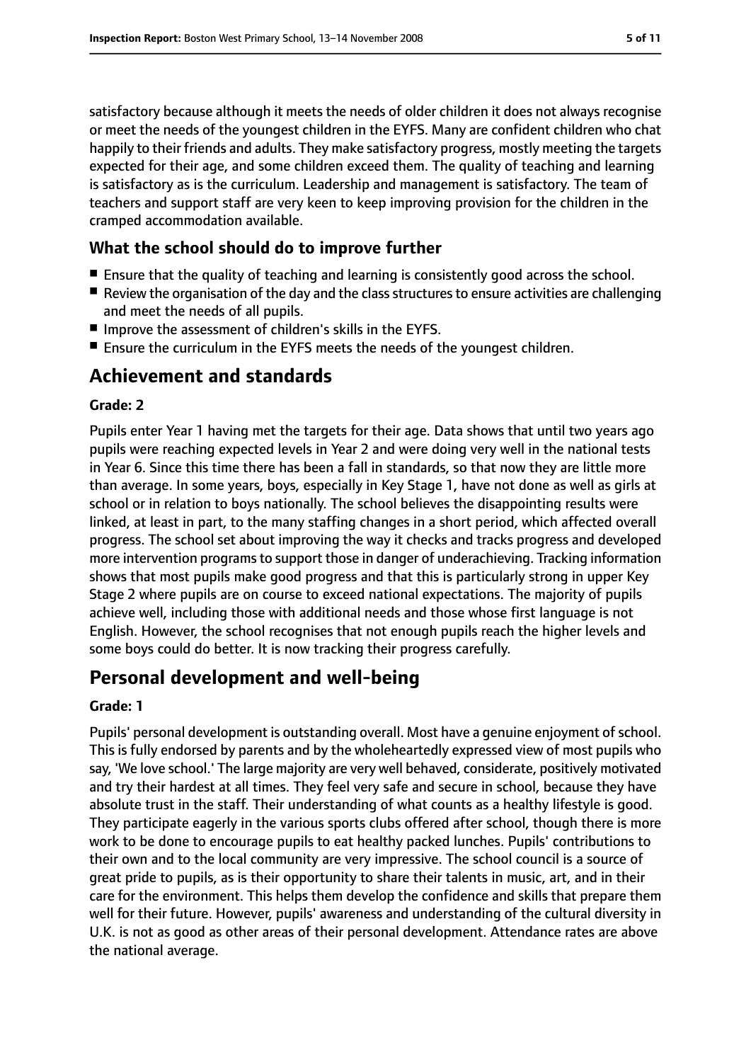satisfactory because although it meets the needs of older children it does not always recognise or meet the needs of the youngest children in the EYFS. Many are confident children who chat happily to their friends and adults. They make satisfactory progress, mostly meeting the targets expected for their age, and some children exceed them. The quality of teaching and learning is satisfactory as is the curriculum. Leadership and management is satisfactory. The team of teachers and support staff are very keen to keep improving provision for the children in the cramped accommodation available.

### What the school should do to improve further

- Ensure that the quality of teaching and learning is consistently good across the school.
- Review the organisation of the day and the class structures to ensure activities are challenging and meet the needs of all pupils.
- Improve the assessment of children's skills in the EYFS.
- Ensure the curriculum in the EYFS meets the needs of the youngest children.

## Achievement and standards

#### Grade: 2

Pupils enter Year 1 having met the targets for their age. Data shows that until two years ago pupils were reaching expected levels in Year 2 and were doing very well in the national tests in Year 6. Since this time there has been a fall in standards, so that now they are little more than average. In some years, boys, especially in Key Stage 1, have not done as well as girls at school or in relation to boys nationally. The school believes the disappointing results were linked, at least in part, to the many staffing changes in a short period, which affected overall progress. The school set about improving the way it checks and tracks progress and developed more intervention programs to support those in danger of underachieving. Tracking information shows that most pupils make good progress and that this is particularly strong in upper Key Stage 2 where pupils are on course to exceed national expectations. The majority of pupils achieve well, including those with additional needs and those whose first language is not English. However, the school recognises that not enough pupils reach the higher levels and some boys could do better. It is now tracking their progress carefully.

## Personal development and well-being

#### Grade: 1

Pupils' personal development is outstanding overall. Most have a genuine enjoyment of school. This is fully endorsed by parents and by the wholeheartedly expressed view of most pupils who say, 'We love school.' The large majority are very well behaved, considerate, positively motivated and try their hardest at all times. They feel very safe and secure in school, because they have absolute trust in the staff. Their understanding of what counts as a healthy lifestyle is good. They participate eagerly in the various sports clubs offered after school, though there is more work to be done to encourage pupils to eat healthy packed lunches. Pupils' contributions to their own and to the local community are very impressive. The school council is a source of great pride to pupils, as is their opportunity to share their talents in music, art, and in their care for the environment. This helps them develop the confidence and skills that prepare them well for their future. However, pupils' awareness and understanding of the cultural diversity in U.K. is not as good as other areas of their personal development. Attendance rates are above the national average.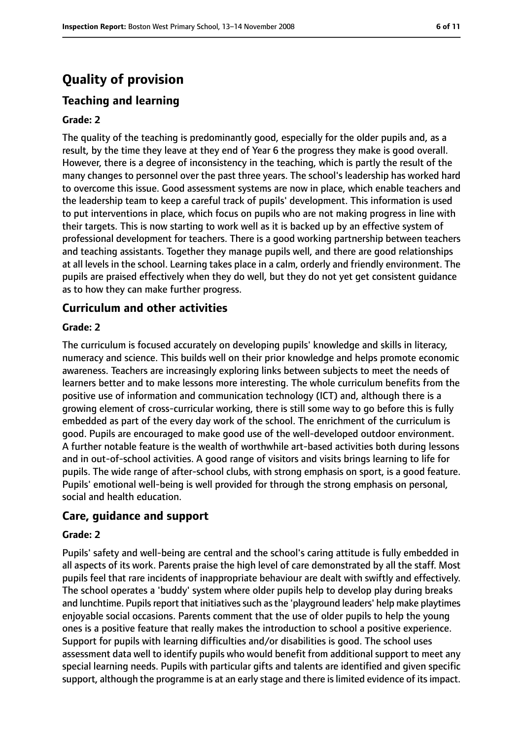# Quality of provision

## Teaching and learning

**Grade: 2**

The quality of the teaching is predominantly good, especially for the older pupils and, as a result, by the time they leave at they end of Year 6 the progress they make is good overall. However, there is a degree of inconsistency in the teaching, which is partly the result of the many changes to personnel over the past three years. The school's leadership has worked hard to overcome this issue. Good assessment systems are now in place, which enable teachers and the leadership team to keep a careful track of pupils' development. This information is used to put interventions in place, which focus on pupils who are not making progress in line with their targets. This is now starting to work well as it is backed up by an effective system of professional development for teachers. There is a good working partnership between teachers and teaching assistants. Together they manage pupils well, and there are good relationships at all levels in the school. Learning takes place in a calm, orderly and friendly environment. The pupils are praised effectively when they do well, but they do not yet get consistent guidance as to how they can make further progress.

## Curriculum and other activities

**Grade: 2**

The curriculum is focused accurately on developing pupils' knowledge and skills in literacy, numeracy and science. This builds well on their prior knowledge and helps promote economic awareness. Teachers are increasingly exploring links between subjects to meet the needs of learners better and to make lessons more interesting. The whole curriculum benefits from the positive use of information and communication technology (ICT) and, although there is a growing element of cross-curricular working, there is still some way to go before this is fully embedded as part of the every day work of the school. The enrichment of the curriculum is good. Pupils are encouraged to make good use of the well-developed outdoor environment. A further notable feature is the wealth of worthwhile art-based activities both during lessons and in out-of-school activities. A good range of visitors and visits brings learning to life for pupils. The wide range of after-school clubs, with strong emphasis on sport, is a good feature. Pupils' emotional well-being is well provided for through the strong emphasis on personal, social and health education.

## Care, guidance and support

**Grade: 2**

Pupils' safety and well-being are central and the school's caring attitude is fully embedded in all aspects of its work. Parents praise the high level of care demonstrated by all the staff. Most pupils feel that rare incidents of inappropriate behaviour are dealt with swiftly and effectively. The school operates a 'buddy' system where older pupils help to develop play during breaks and lunchtime. Pupils report that initiatives such as the 'playground leaders' help make playtimes enjoyable social occasions. Parents comment that the use of older pupils to help the young ones is a positive feature that really makes the introduction to school a positive experience. Support for pupils with learning difficulties and/or disabilities is good. The school uses assessment data well to identify pupils who would benefit from additional support to meet any special learning needs. Pupils with particular gifts and talents are identified and given specific support, although the programme is at an early stage and there is limited evidence of its impact.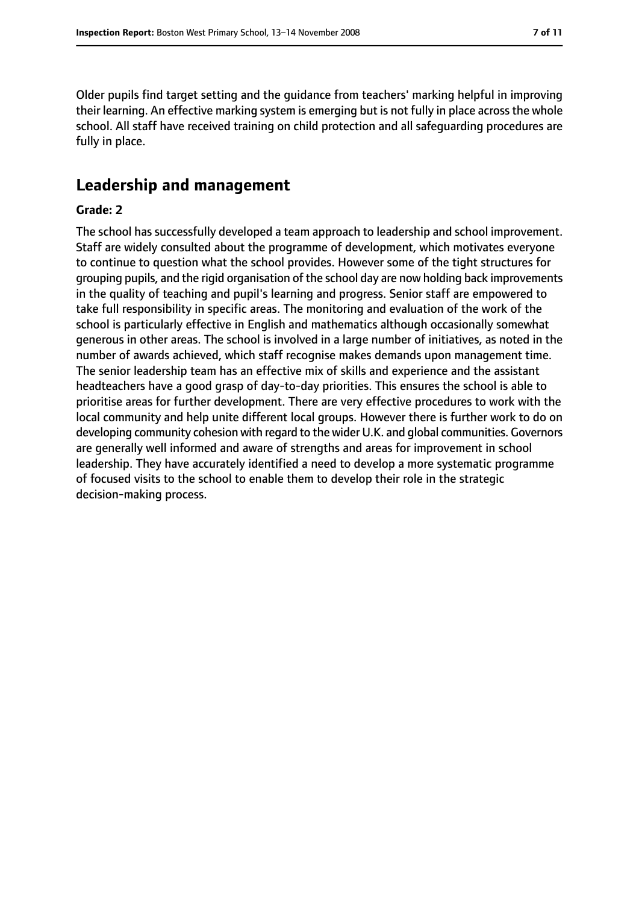Older pupils find target setting and the guidance from teachers' marking helpful in improving their learning. An effective marking system is emerging but is not fully in place across the whole school. All staff have received training on child protection and all safeguarding procedures are fully in place.

## Leadership and management

**Grade: 2**

The school has successfully developed a team approach to leadership and school improvement. Staff are widely consulted about the programme of development, which motivates everyone to continue to question what the school provides. However some of the tight structures for grouping pupils, and the rigid organisation of the school day are now holding back improvements in the quality of teaching and pupil's learning and progress. Senior staff are empowered to take full responsibility in specific areas. The monitoring and evaluation of the work of the school is particularly effective in English and mathematics although occasionally somewhat generous in other areas. The school is involved in a large number of initiatives, as noted in the number of awards achieved, which staff recognise makes demands upon management time. The senior leadership team has an effective mix of skills and experience and the assistant headteachers have a good grasp of day-to-day priorities. This ensures the school is able to prioritise areas for further development. There are very effective procedures to work with the local community and help unite different local groups. However there is further work to do on developing community cohesion with regard to the wider U.K. and global communities. Governors are generally well informed and aware of strengths and areas for improvement in school leadership. They have accurately identified a need to develop a more systematic programme of focused visits to the school to enable them to develop their role in the strategic decision-making process.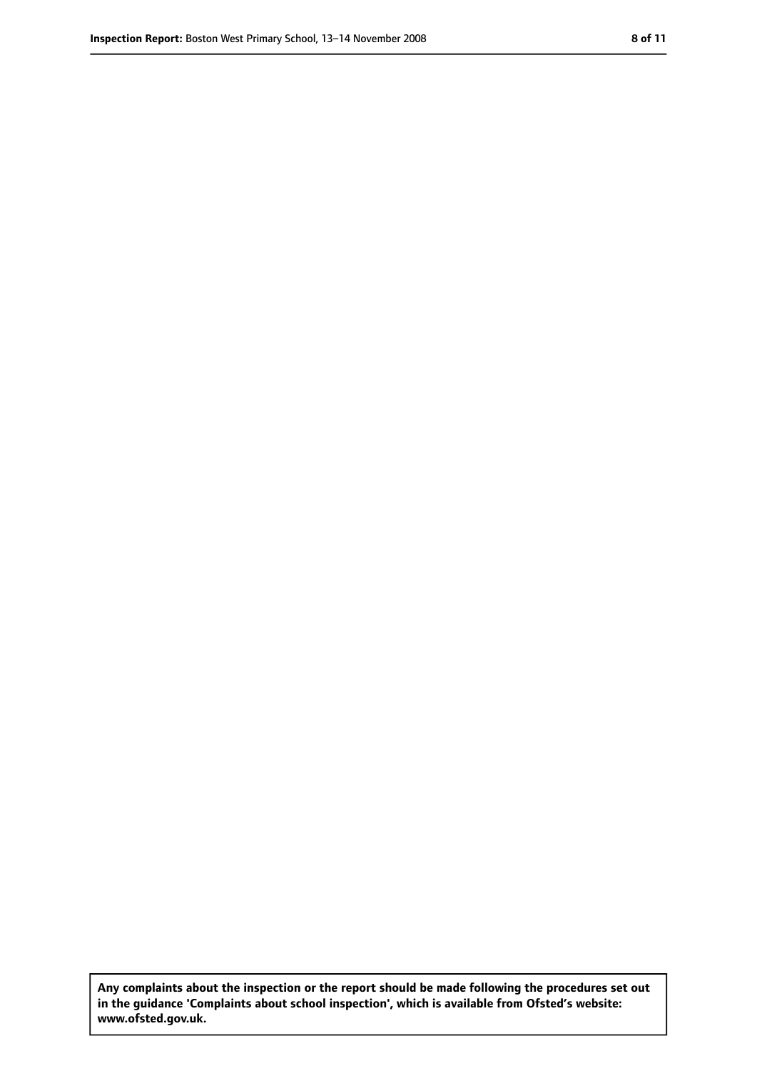**Any complaints about the inspection or the report should be made following the procedures set out in the guidance 'Complaints about school inspection', which is available from Ofsted's website: www.ofsted.gov.uk.**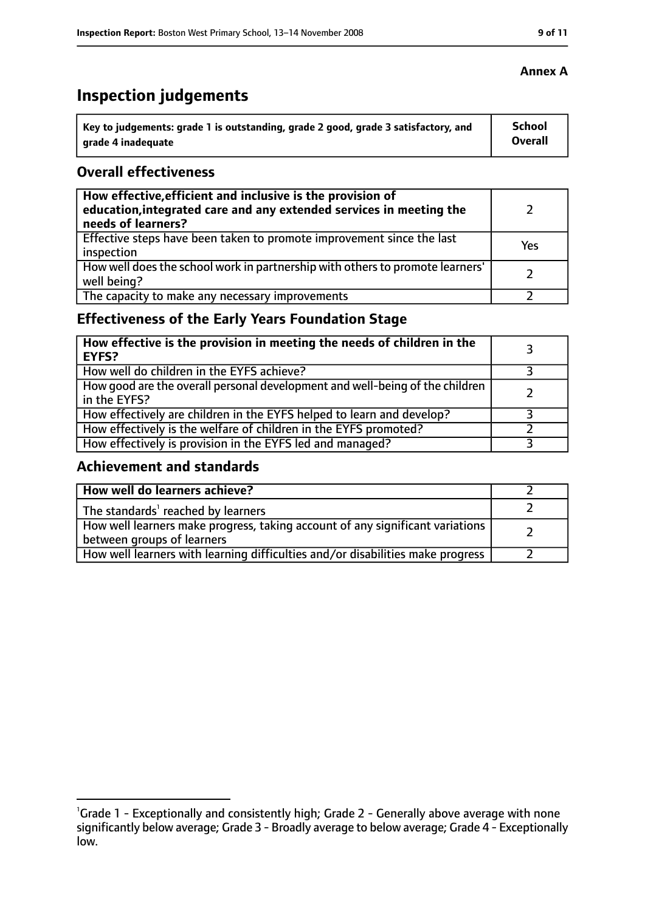**Annex A**

# Inspection judgements

| Key to judgements: grade 1 is outstanding, grade 2 good, grade 3 satisfactory, and grade 4 inadequate | School Overall |
|---|---|

## Overall effectiveness

| | |
|---|---|
| **How effective, efficient and inclusive is the provision of education, integrated care and any extended services in meeting the needs of learners?** | 2 |
| Effective steps have been taken to promote improvement since the last inspection | Yes |
| How well does the school work in partnership with others to promote learners' well being? | 2 |
| The capacity to make any necessary improvements | 2 |

## Effectiveness of the Early Years Foundation Stage

| | |
|---|---|
| **How effective is the provision in meeting the needs of children in the EYFS?** | 3 |
| How well do children in the EYFS achieve? | 3 |
| How good are the overall personal development and well-being of the children in the EYFS? | 2 |
| How effectively are children in the EYFS helped to learn and develop? | 3 |
| How effectively is the welfare of children in the EYFS promoted? | 2 |
| How effectively is provision in the EYFS led and managed? | 3 |

## Achievement and standards

| | |
|---|---|
| **How well do learners achieve?** | 2 |
| The standards[1] reached by learners | 2 |
| How well learners make progress, taking account of any significant variations between groups of learners | 2 |
| How well learners with learning difficulties and/or disabilities make progress | 2 |

[1]Grade 1 - Exceptionally and consistently high; Grade 2 - Generally above average with none significantly below average; Grade 3 - Broadly average to below average; Grade 4 - Exceptionally low.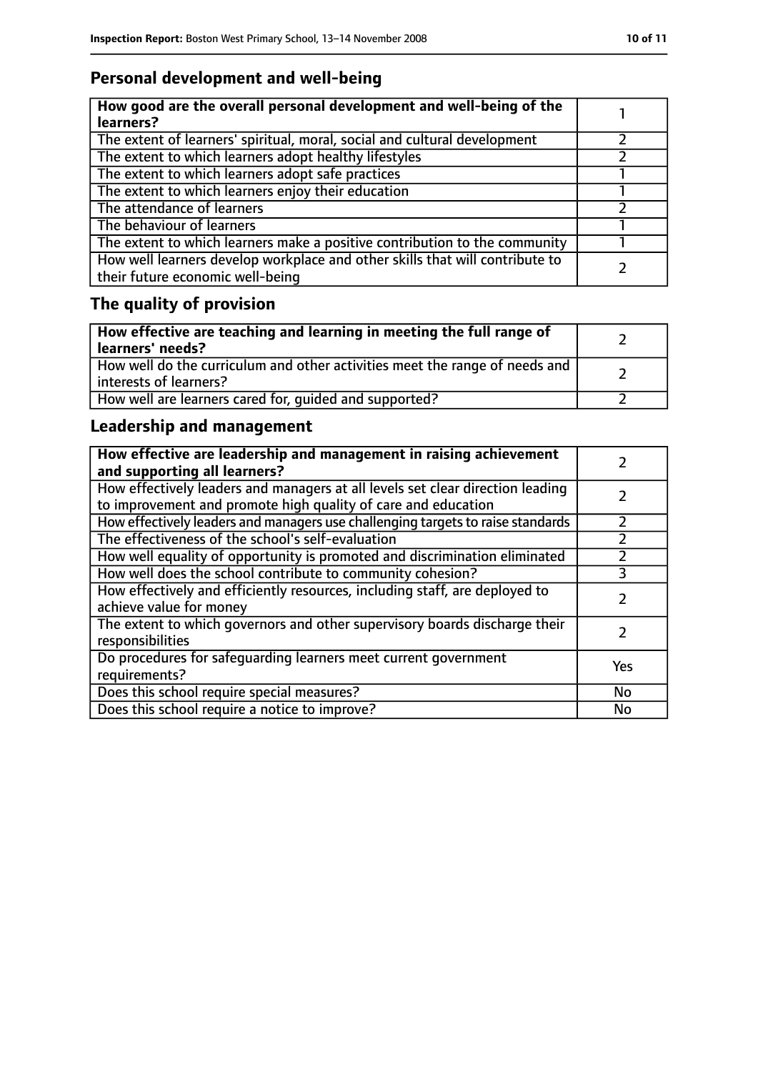## Personal development and well-being

| **How good are the overall personal development and well-being of the learners?** | 1 |
|---|---|
| The extent of learners' spiritual, moral, social and cultural development | 2 |
| The extent to which learners adopt healthy lifestyles | 2 |
| The extent to which learners adopt safe practices | 1 |
| The extent to which learners enjoy their education | 1 |
| The attendance of learners | 2 |
| The behaviour of learners | 1 |
| The extent to which learners make a positive contribution to the community | 1 |
| How well learners develop workplace and other skills that will contribute to their future economic well-being | 2 |

## The quality of provision

| **How effective are teaching and learning in meeting the full range of learners' needs?** | 2 |
|---|---|
| How well do the curriculum and other activities meet the range of needs and interests of learners? | 2 |
| How well are learners cared for, guided and supported? | 2 |

## Leadership and management

| **How effective are leadership and management in raising achievement and supporting all learners?** | 2 |
|---|---|
| How effectively leaders and managers at all levels set clear direction leading to improvement and promote high quality of care and education | 2 |
| How effectively leaders and managers use challenging targets to raise standards | 2 |
| The effectiveness of the school's self-evaluation | 2 |
| How well equality of opportunity is promoted and discrimination eliminated | 2 |
| How well does the school contribute to community cohesion? | 3 |
| How effectively and efficiently resources, including staff, are deployed to achieve value for money | 2 |
| The extent to which governors and other supervisory boards discharge their responsibilities | 2 |
| Do procedures for safeguarding learners meet current government requirements? | Yes |
| Does this school require special measures? | No |
| Does this school require a notice to improve? | No |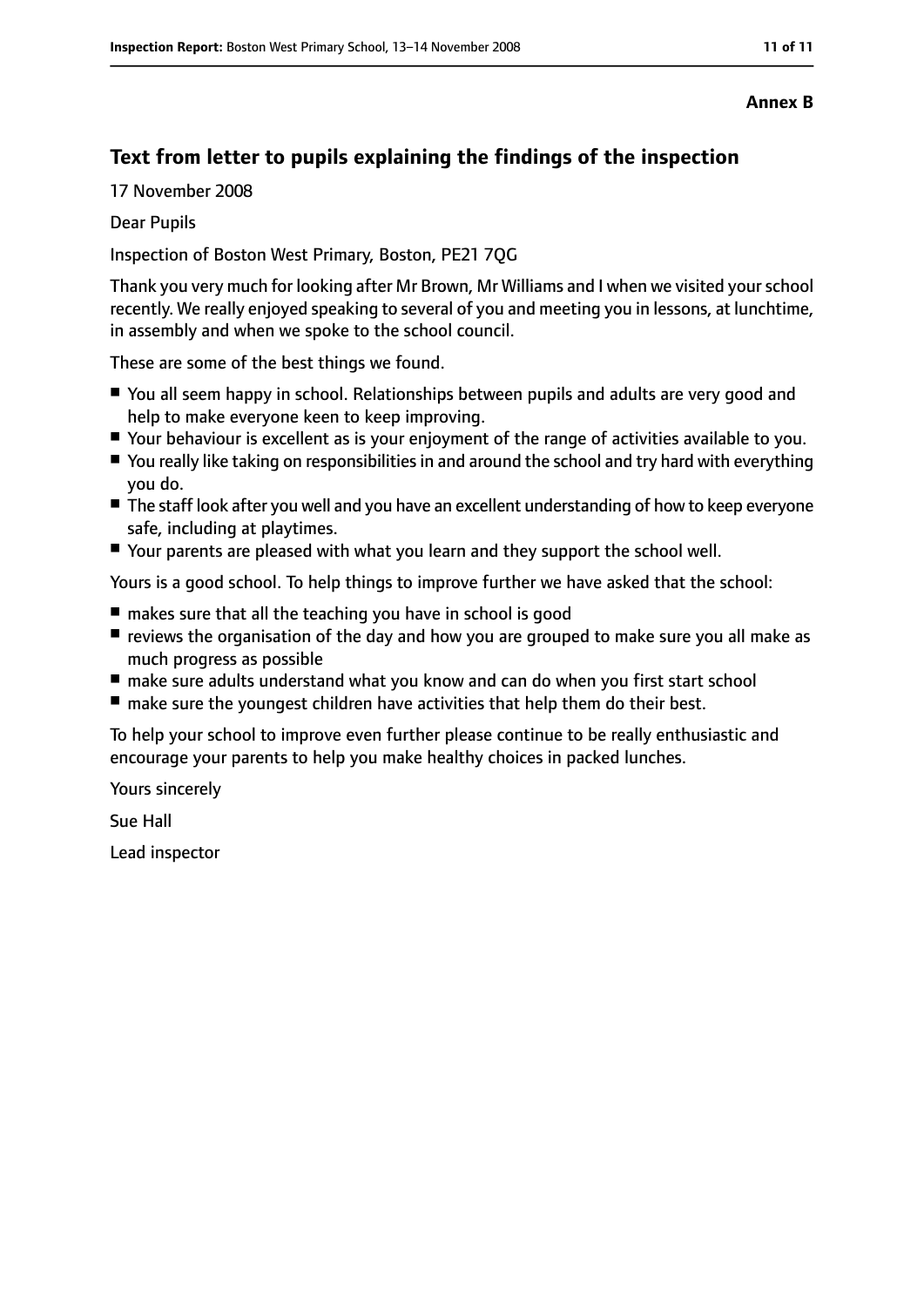**Annex B**

## Text from letter to pupils explaining the findings of the inspection

17 November 2008

Dear Pupils

Inspection of Boston West Primary, Boston, PE21 7QG

Thank you very much for looking after Mr Brown, Mr Williams and I when we visited your school recently. We really enjoyed speaking to several of you and meeting you in lessons, at lunchtime, in assembly and when we spoke to the school council.

These are some of the best things we found.

- You all seem happy in school. Relationships between pupils and adults are very good and help to make everyone keen to keep improving.
- Your behaviour is excellent as is your enjoyment of the range of activities available to you.
- You really like taking on responsibilities in and around the school and try hard with everything you do.
- The staff look after you well and you have an excellent understanding of how to keep everyone safe, including at playtimes.
- Your parents are pleased with what you learn and they support the school well.

Yours is a good school. To help things to improve further we have asked that the school:

- makes sure that all the teaching you have in school is good
- reviews the organisation of the day and how you are grouped to make sure you all make as much progress as possible
- make sure adults understand what you know and can do when you first start school
- make sure the youngest children have activities that help them do their best.

To help your school to improve even further please continue to be really enthusiastic and encourage your parents to help you make healthy choices in packed lunches.

Yours sincerely

Sue Hall

Lead inspector